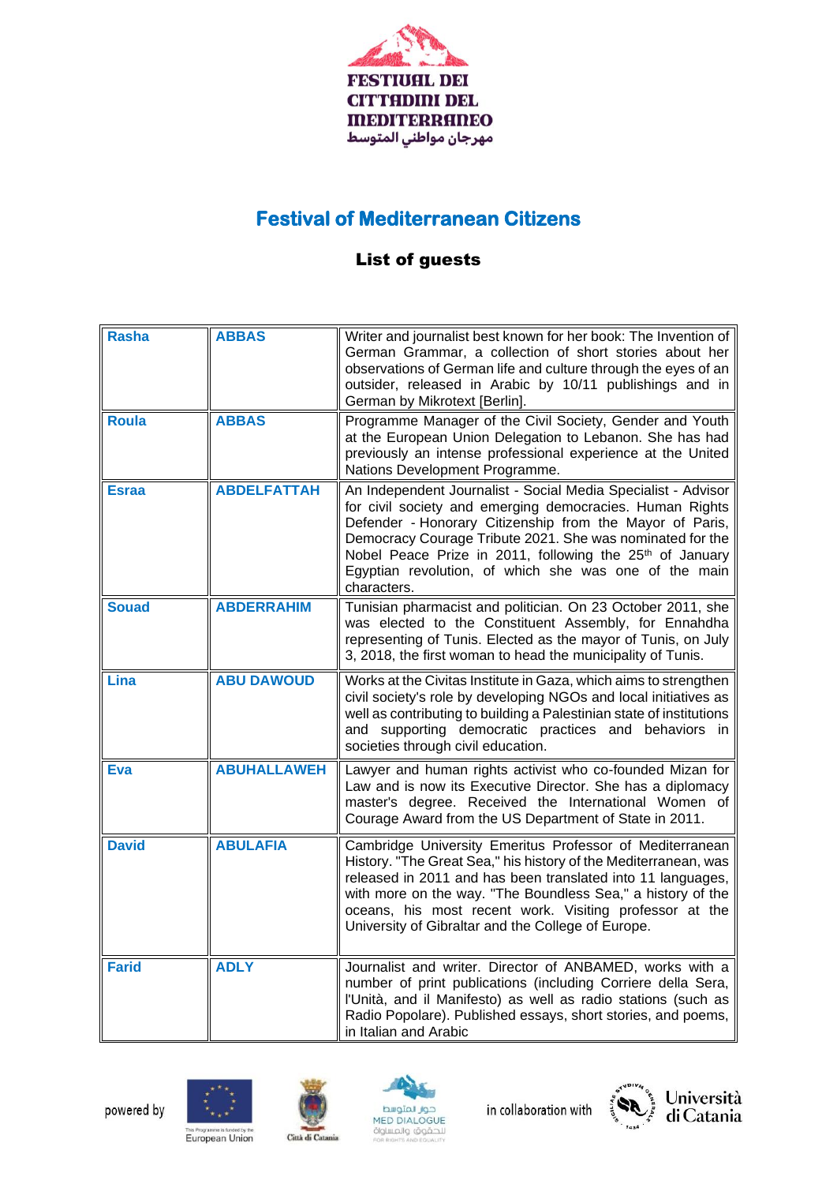FESTIVAL DEI CITTADINI DEL MEDITERRANEO
مهرجان مواطني المتوسط

# Festival of Mediterranean Citizens

## List of guests

| | | |
|---|---|---|
| **Rasha** | **ABBAS** | Writer and journalist best known for her book: The Invention of German Grammar, a collection of short stories about her observations of German life and culture through the eyes of an outsider, released in Arabic by 10/11 publishings and in German by Mikrotext [Berlin]. |
| **Roula** | **ABBAS** | Programme Manager of the Civil Society, Gender and Youth at the European Union Delegation to Lebanon. She has had previously an intense professional experience at the United Nations Development Programme. |
| **Esraa** | **ABDELFATTAH** | An Independent Journalist - Social Media Specialist - Advisor for civil society and emerging democracies. Human Rights Defender - Honorary Citizenship from the Mayor of Paris, Democracy Courage Tribute 2021. She was nominated for the Nobel Peace Prize in 2011, following the 25th of January Egyptian revolution, of which she was one of the main characters. |
| **Souad** | **ABDERRAHIM** | Tunisian pharmacist and politician. On 23 October 2011, she was elected to the Constituent Assembly, for Ennahdha representing of Tunis. Elected as the mayor of Tunis, on July 3, 2018, the first woman to head the municipality of Tunis. |
| **Lina** | **ABU DAWOUD** | Works at the Civitas Institute in Gaza, which aims to strengthen civil society's role by developing NGOs and local initiatives as well as contributing to building a Palestinian state of institutions and supporting democratic practices and behaviors in societies through civil education. |
| **Eva** | **ABUHALLAWEH** | Lawyer and human rights activist who co-founded Mizan for Law and is now its Executive Director. She has a diplomacy master's degree. Received the International Women of Courage Award from the US Department of State in 2011. |
| **David** | **ABULAFIA** | Cambridge University Emeritus Professor of Mediterranean History. "The Great Sea," his history of the Mediterranean, was released in 2011 and has been translated into 11 languages, with more on the way. "The Boundless Sea," a history of the oceans, his most recent work. Visiting professor at the University of Gibraltar and the College of Europe. |
| **Farid** | **ADLY** | Journalist and writer. Director of ANBAMED, works with a number of print publications (including Corriere della Sera, l'Unità, and il Manifesto) as well as radio stations (such as Radio Popolare). Published essays, short stories, and poems, in Italian and Arabic |

powered by — This Programme is funded by the European Union — Città di Catania — MED DIALOGUE FOR RIGHTS AND EQUALITY — in collaboration with — Università di Catania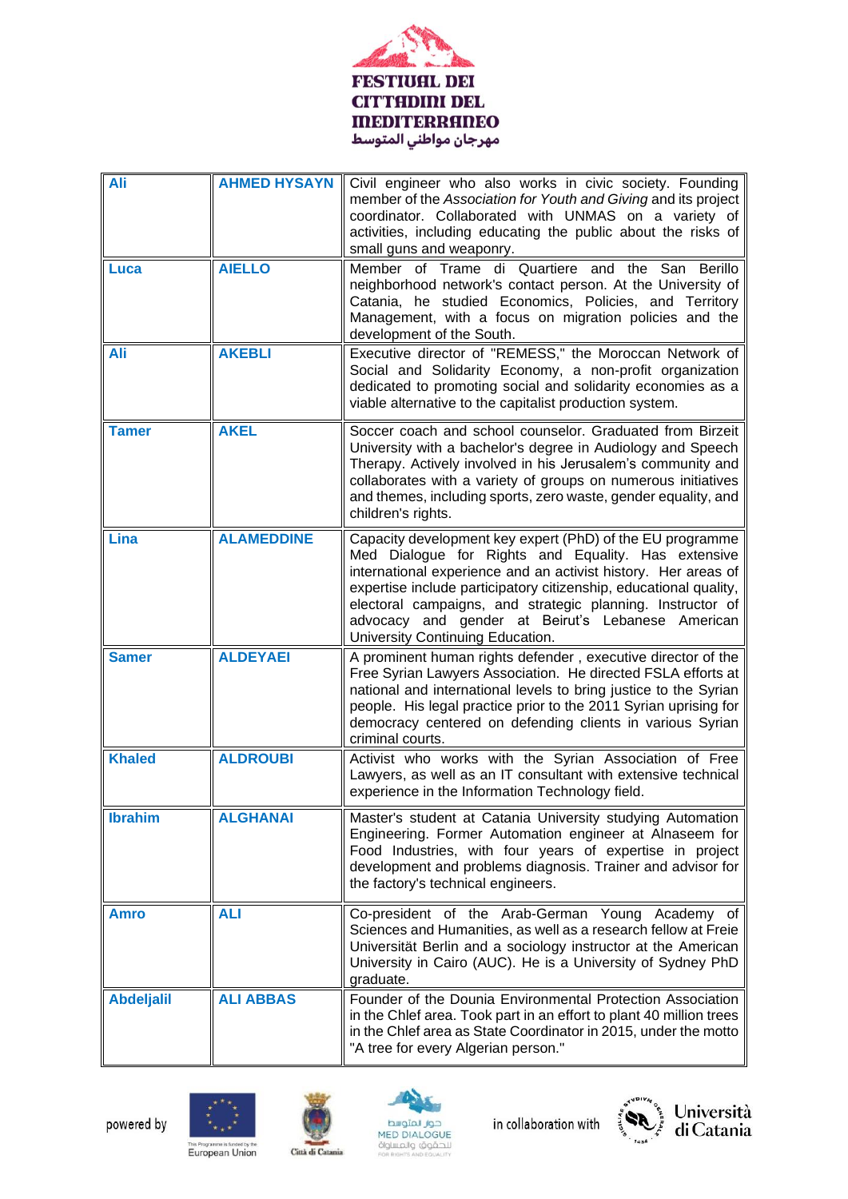| Ali | AHMED HYSAYN | Civil engineer who also works in civic society. Founding member of the *Association for Youth and Giving* and its project coordinator. Collaborated with UNMAS on a variety of activities, including educating the public about the risks of small guns and weaponry. |
|---|---|---|
| Luca | AIELLO | Member of Trame di Quartiere and the San Berillo neighborhood network's contact person. At the University of Catania, he studied Economics, Policies, and Territory Management, with a focus on migration policies and the development of the South. |
| Ali | AKEBLI | Executive director of "REMESS," the Moroccan Network of Social and Solidarity Economy, a non-profit organization dedicated to promoting social and solidarity economies as a viable alternative to the capitalist production system. |
| Tamer | AKEL | Soccer coach and school counselor. Graduated from Birzeit University with a bachelor's degree in Audiology and Speech Therapy. Actively involved in his Jerusalem's community and collaborates with a variety of groups on numerous initiatives and themes, including sports, zero waste, gender equality, and children's rights. |
| Lina | ALAMEDDINE | Capacity development key expert (PhD) of the EU programme Med Dialogue for Rights and Equality. Has extensive international experience and an activist history. Her areas of expertise include participatory citizenship, educational quality, electoral campaigns, and strategic planning. Instructor of advocacy and gender at Beirut's Lebanese American University Continuing Education. |
| Samer | ALDEYAEI | A prominent human rights defender , executive director of the Free Syrian Lawyers Association. He directed FSLA efforts at national and international levels to bring justice to the Syrian people. His legal practice prior to the 2011 Syrian uprising for democracy centered on defending clients in various Syrian criminal courts. |
| Khaled | ALDROUBI | Activist who works with the Syrian Association of Free Lawyers, as well as an IT consultant with extensive technical experience in the Information Technology field. |
| Ibrahim | ALGHANAI | Master's student at Catania University studying Automation Engineering. Former Automation engineer at Alnaseem for Food Industries, with four years of expertise in project development and problems diagnosis. Trainer and advisor for the factory's technical engineers. |
| Amro | ALI | Co-president of the Arab-German Young Academy of Sciences and Humanities, as well as a research fellow at Freie Universität Berlin and a sociology instructor at the American University in Cairo (AUC). He is a University of Sydney PhD graduate. |
| Abdeljalil | ALI ABBAS | Founder of the Dounia Environmental Protection Association in the Chlef area. Took part in an effort to plant 40 million trees in the Chlef area as State Coordinator in 2015, under the motto "A tree for every Algerian person." |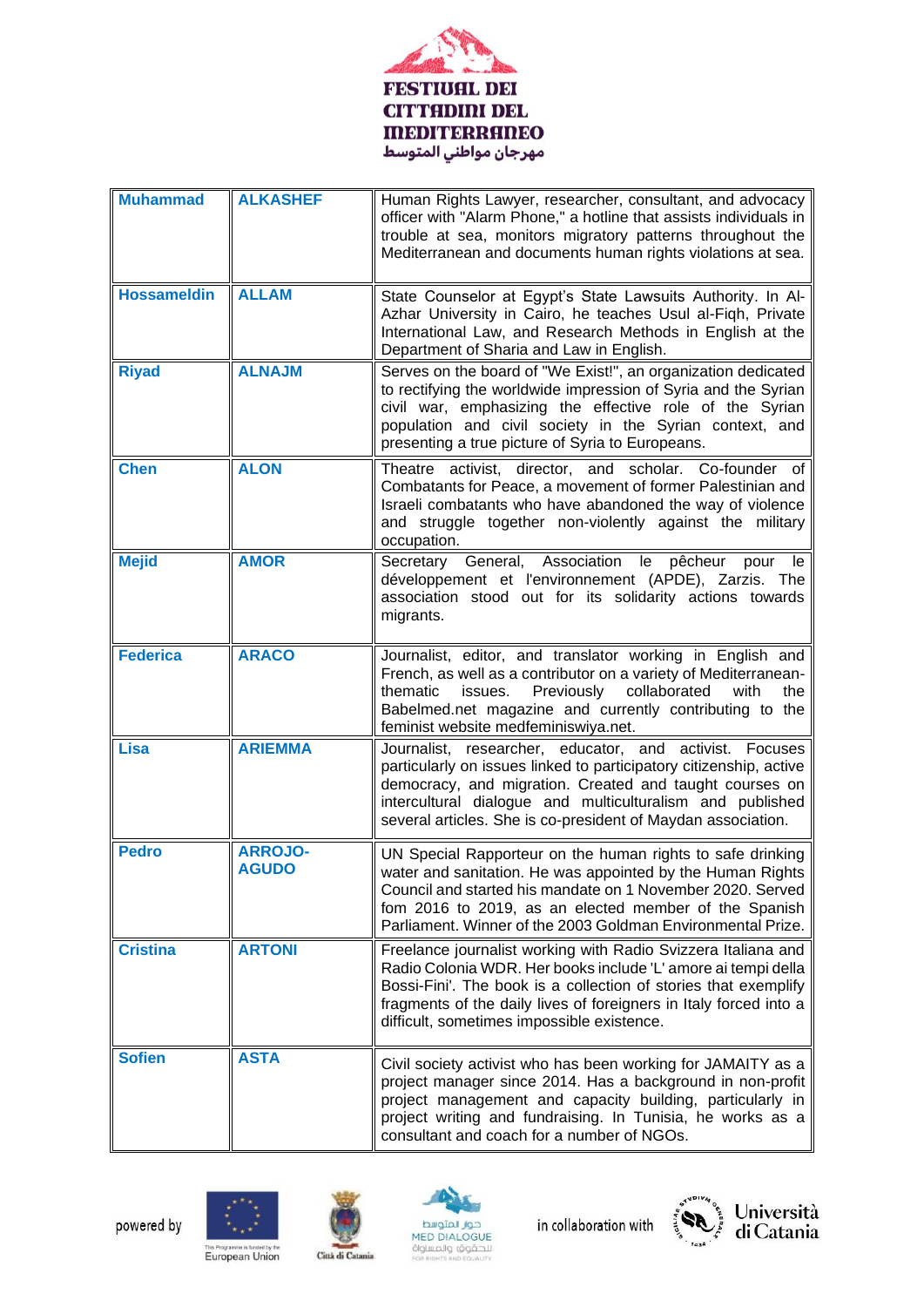| Muhammad | ALKASHEF | Human Rights Lawyer, researcher, consultant, and advocacy officer with "Alarm Phone," a hotline that assists individuals in trouble at sea, monitors migratory patterns throughout the Mediterranean and documents human rights violations at sea. |
|---|---|---|
| Hossameldin | ALLAM | State Counselor at Egypt's State Lawsuits Authority. In Al-Azhar University in Cairo, he teaches Usul al-Fiqh, Private International Law, and Research Methods in English at the Department of Sharia and Law in English. |
| Riyad | ALNAJM | Serves on the board of "We Exist!", an organization dedicated to rectifying the worldwide impression of Syria and the Syrian civil war, emphasizing the effective role of the Syrian population and civil society in the Syrian context, and presenting a true picture of Syria to Europeans. |
| Chen | ALON | Theatre activist, director, and scholar. Co-founder of Combatants for Peace, a movement of former Palestinian and Israeli combatants who have abandoned the way of violence and struggle together non-violently against the military occupation. |
| Mejid | AMOR | Secretary General, Association le pêcheur pour le développement et l'environnement (APDE), Zarzis. The association stood out for its solidarity actions towards migrants. |
| Federica | ARACO | Journalist, editor, and translator working in English and French, as well as a contributor on a variety of Mediterranean-thematic issues. Previously collaborated with the Babelmed.net magazine and currently contributing to the feminist website medfeminiswiya.net. |
| Lisa | ARIEMMA | Journalist, researcher, educator, and activist. Focuses particularly on issues linked to participatory citizenship, active democracy, and migration. Created and taught courses on intercultural dialogue and multiculturalism and published several articles. She is co-president of Maydan association. |
| Pedro | ARROJO-AGUDO | UN Special Rapporteur on the human rights to safe drinking water and sanitation. He was appointed by the Human Rights Council and started his mandate on 1 November 2020. Served fom 2016 to 2019, as an elected member of the Spanish Parliament. Winner of the 2003 Goldman Environmental Prize. |
| Cristina | ARTONI | Freelance journalist working with Radio Svizzera Italiana and Radio Colonia WDR. Her books include 'L' amore ai tempi della Bossi-Fini'. The book is a collection of stories that exemplify fragments of the daily lives of foreigners in Italy forced into a difficult, sometimes impossible existence. |
| Sofien | ASTA | Civil society activist who has been working for JAMAITY as a project manager since 2014. Has a background in non-profit project management and capacity building, particularly in project writing and fundraising. In Tunisia, he works as a consultant and coach for a number of NGOs. |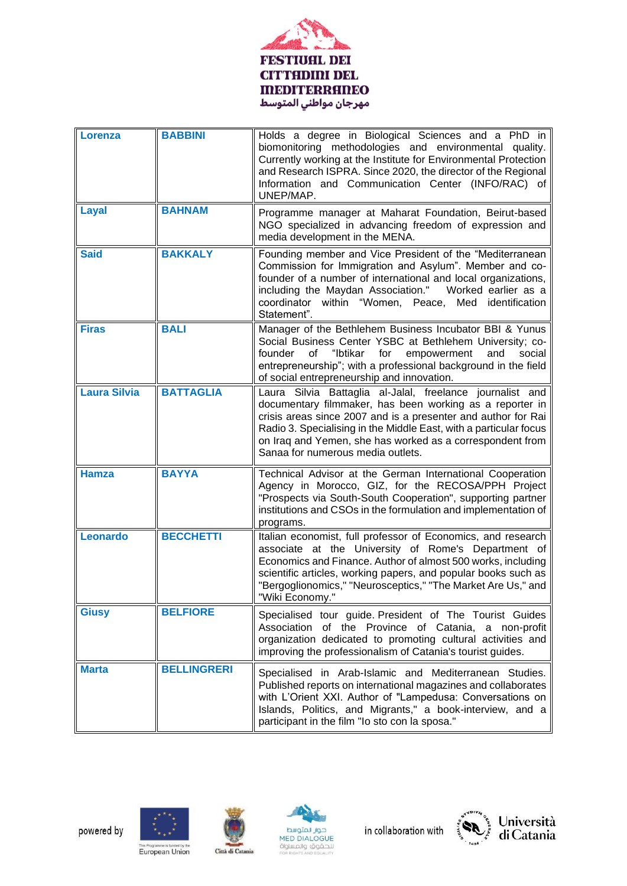| Lorenza | BABBINI | Holds a degree in Biological Sciences and a PhD in biomonitoring methodologies and environmental quality. Currently working at the Institute for Environmental Protection and Research ISPRA. Since 2020, the director of the Regional Information and Communication Center (INFO/RAC) of UNEP/MAP. |
|---|---|---|
| Layal | BAHNAM | Programme manager at Maharat Foundation, Beirut-based NGO specialized in advancing freedom of expression and media development in the MENA. |
| Said | BAKKALY | Founding member and Vice President of the "Mediterranean Commission for Immigration and Asylum". Member and co-founder of a number of international and local organizations, including the Maydan Association." Worked earlier as a coordinator within "Women, Peace, Med identification Statement". |
| Firas | BALI | Manager of the Bethlehem Business Incubator BBI & Yunus Social Business Center YSBC at Bethlehem University; co-founder of "Ibtikar for empowerment and social entrepreneurship"; with a professional background in the field of social entrepreneurship and innovation. |
| Laura Silvia | BATTAGLIA | Laura Silvia Battaglia al-Jalal, freelance journalist and documentary filmmaker, has been working as a reporter in crisis areas since 2007 and is a presenter and author for Rai Radio 3. Specialising in the Middle East, with a particular focus on Iraq and Yemen, she has worked as a correspondent from Sanaa for numerous media outlets. |
| Hamza | BAYYA | Technical Advisor at the German International Cooperation Agency in Morocco, GIZ, for the RECOSA/PPH Project "Prospects via South-South Cooperation", supporting partner institutions and CSOs in the formulation and implementation of programs. |
| Leonardo | BECCHETTI | Italian economist, full professor of Economics, and research associate at the University of Rome's Department of Economics and Finance. Author of almost 500 works, including scientific articles, working papers, and popular books such as "Bergoglionomics," "Neurosceptics," "The Market Are Us," and "Wiki Economy." |
| Giusy | BELFIORE | Specialised tour guide. President of The Tourist Guides Association of the Province of Catania, a non-profit organization dedicated to promoting cultural activities and improving the professionalism of Catania's tourist guides. |
| Marta | BELLINGRERI | Specialised in Arab-Islamic and Mediterranean Studies. Published reports on international magazines and collaborates with L'Orient XXI. Author of "Lampedusa: Conversations on Islands, Politics, and Migrants," a book-interview, and a participant in the film "Io sto con la sposa." |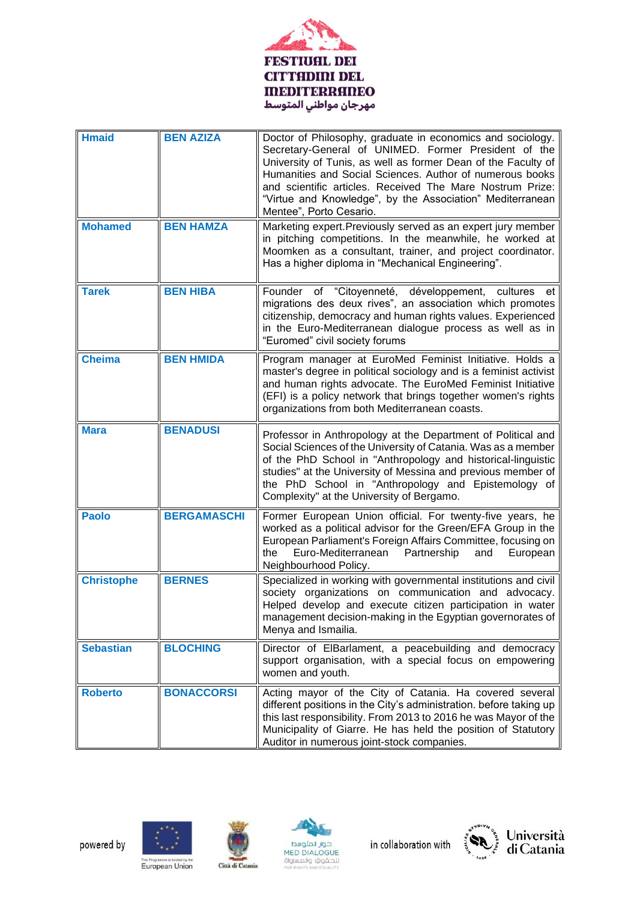| Hmaid | BEN AZIZA | Doctor of Philosophy, graduate in economics and sociology. Secretary-General of UNIMED. Former President of the University of Tunis, as well as former Dean of the Faculty of Humanities and Social Sciences. Author of numerous books and scientific articles. Received The Mare Nostrum Prize: "Virtue and Knowledge", by the Association" Mediterranean Mentee", Porto Cesario. |
|---|---|---|
| Mohamed | BEN HAMZA | Marketing expert.Previously served as an expert jury member in pitching competitions. In the meanwhile, he worked at Moomken as a consultant, trainer, and project coordinator. Has a higher diploma in "Mechanical Engineering". |
| Tarek | BEN HIBA | Founder of "Citoyenneté, développement, cultures et migrations des deux rives", an association which promotes citizenship, democracy and human rights values. Experienced in the Euro-Mediterranean dialogue process as well as in "Euromed" civil society forums |
| Cheima | BEN HMIDA | Program manager at EuroMed Feminist Initiative. Holds a master's degree in political sociology and is a feminist activist and human rights advocate. The EuroMed Feminist Initiative (EFI) is a policy network that brings together women's rights organizations from both Mediterranean coasts. |
| Mara | BENADUSI | Professor in Anthropology at the Department of Political and Social Sciences of the University of Catania. Was as a member of the PhD School in "Anthropology and historical-linguistic studies" at the University of Messina and previous member of the PhD School in "Anthropology and Epistemology of Complexity" at the University of Bergamo. |
| Paolo | BERGAMASCHI | Former European Union official. For twenty-five years, he worked as a political advisor for the Green/EFA Group in the European Parliament's Foreign Affairs Committee, focusing on the Euro-Mediterranean Partnership and European Neighbourhood Policy. |
| Christophe | BERNES | Specialized in working with governmental institutions and civil society organizations on communication and advocacy. Helped develop and execute citizen participation in water management decision-making in the Egyptian governorates of Menya and Ismailia. |
| Sebastian | BLOCHING | Director of ElBarlament, a peacebuilding and democracy support organisation, with a special focus on empowering women and youth. |
| Roberto | BONACCORSI | Acting mayor of the City of Catania. Ha covered several different positions in the City's administration. before taking up this last responsibility. From 2013 to 2016 he was Mayor of the Municipality of Giarre. He has held the position of Statutory Auditor in numerous joint-stock companies. |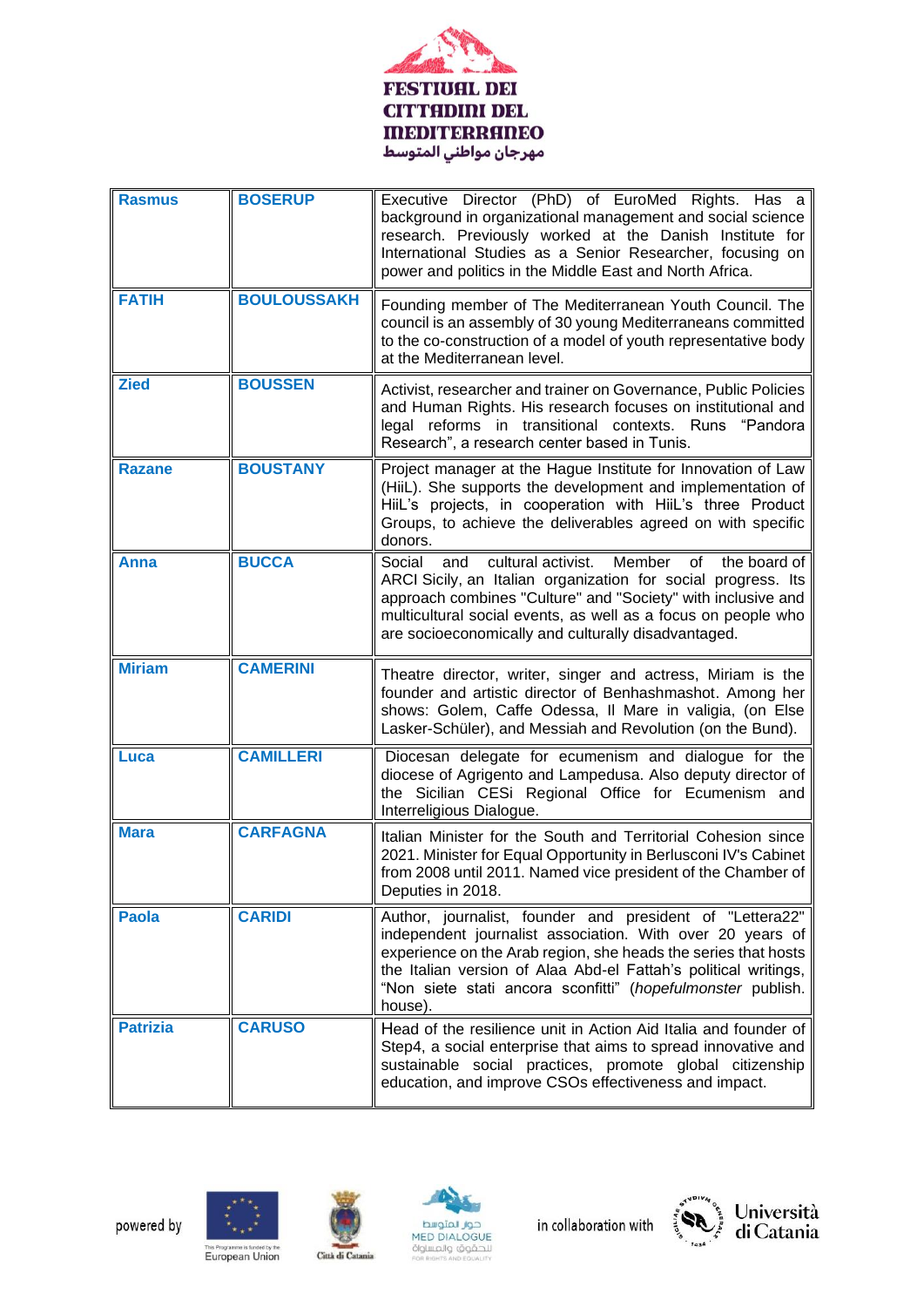| Rasmus | BOSERUP | Executive Director (PhD) of EuroMed Rights. Has a background in organizational management and social science research. Previously worked at the Danish Institute for International Studies as a Senior Researcher, focusing on power and politics in the Middle East and North Africa. |
|---|---|---|
| FATIH | BOULOUSSAKH | Founding member of The Mediterranean Youth Council. The council is an assembly of 30 young Mediterraneans committed to the co-construction of a model of youth representative body at the Mediterranean level. |
| Zied | BOUSSEN | Activist, researcher and trainer on Governance, Public Policies and Human Rights. His research focuses on institutional and legal reforms in transitional contexts. Runs "Pandora Research", a research center based in Tunis. |
| Razane | BOUSTANY | Project manager at the Hague Institute for Innovation of Law (HiiL). She supports the development and implementation of HiiL's projects, in cooperation with HiiL's three Product Groups, to achieve the deliverables agreed on with specific donors. |
| Anna | BUCCA | Social and cultural activist. Member of the board of ARCI Sicily, an Italian organization for social progress. Its approach combines "Culture" and "Society" with inclusive and multicultural social events, as well as a focus on people who are socioeconomically and culturally disadvantaged. |
| Miriam | CAMERINI | Theatre director, writer, singer and actress, Miriam is the founder and artistic director of Benhashmashot. Among her shows: Golem, Caffe Odessa, Il Mare in valigia, (on Else Lasker-Schüler), and Messiah and Revolution (on the Bund). |
| Luca | CAMILLERI | Diocesan delegate for ecumenism and dialogue for the diocese of Agrigento and Lampedusa. Also deputy director of the Sicilian CESi Regional Office for Ecumenism and Interreligious Dialogue. |
| Mara | CARFAGNA | Italian Minister for the South and Territorial Cohesion since 2021. Minister for Equal Opportunity in Berlusconi IV's Cabinet from 2008 until 2011. Named vice president of the Chamber of Deputies in 2018. |
| Paola | CARIDI | Author, journalist, founder and president of "Lettera22" independent journalist association. With over 20 years of experience on the Arab region, she heads the series that hosts the Italian version of Alaa Abd-el Fattah's political writings, "Non siete stati ancora sconfitti" (*hopefulmonster* publish. house). |
| Patrizia | CARUSO | Head of the resilience unit in Action Aid Italia and founder of Step4, a social enterprise that aims to spread innovative and sustainable social practices, promote global citizenship education, and improve CSOs effectiveness and impact. |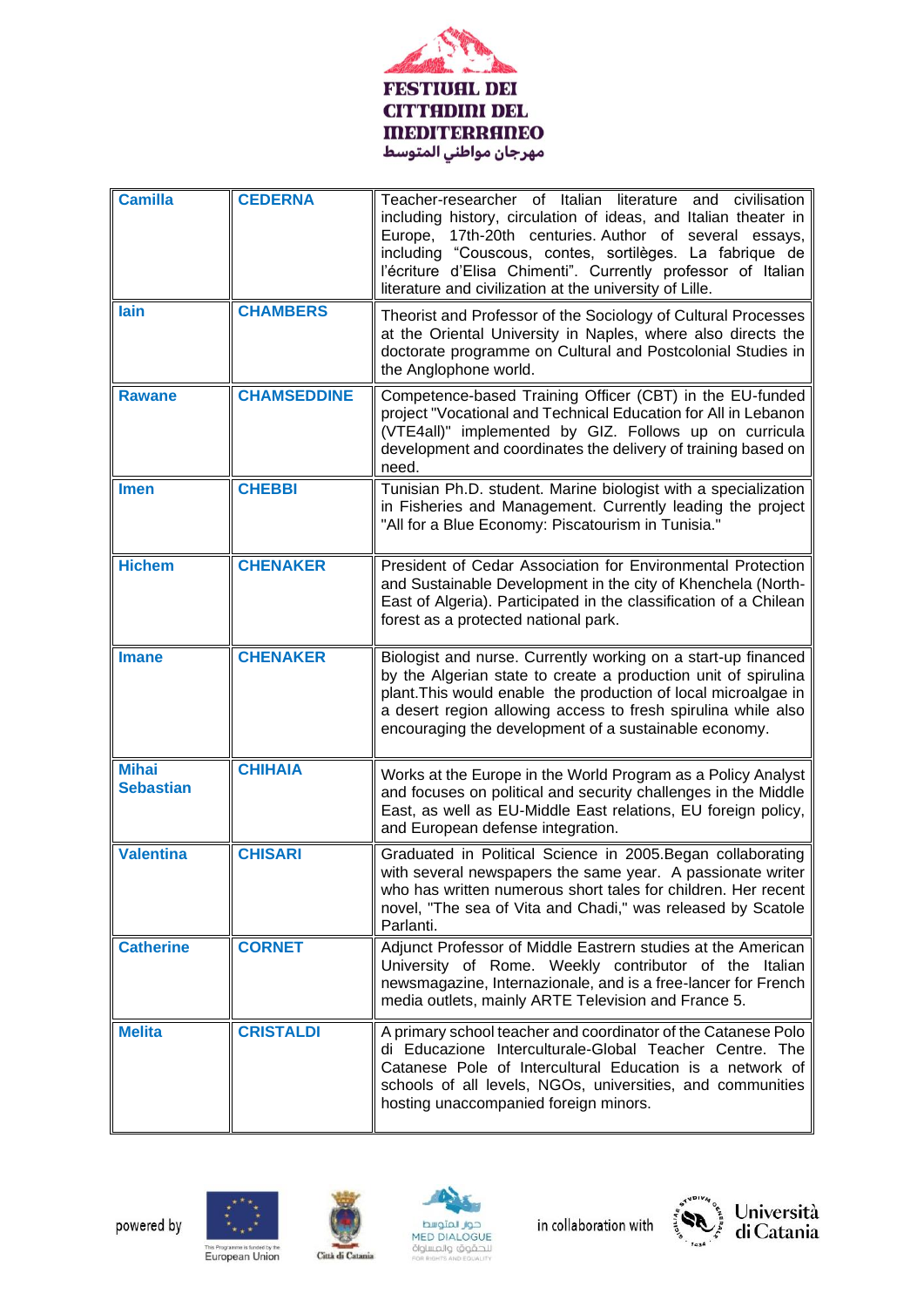| Camilla | CEDERNA | Teacher-researcher of Italian literature and civilisation including history, circulation of ideas, and Italian theater in Europe, 17th-20th centuries. Author of several essays, including “Couscous, contes, sortilèges. La fabrique de l'écriture d'Elisa Chimenti”. Currently professor of Italian literature and civilization at the university of Lille. |
|---|---|---|
| Iain | CHAMBERS | Theorist and Professor of the Sociology of Cultural Processes at the Oriental University in Naples, where also directs the doctorate programme on Cultural and Postcolonial Studies in the Anglophone world. |
| Rawane | CHAMSEDDINE | Competence-based Training Officer (CBT) in the EU-funded project "Vocational and Technical Education for All in Lebanon (VTE4all)" implemented by GIZ. Follows up on curricula development and coordinates the delivery of training based on need. |
| Imen | CHEBBI | Tunisian Ph.D. student. Marine biologist with a specialization in Fisheries and Management. Currently leading the project "All for a Blue Economy: Piscatourism in Tunisia." |
| Hichem | CHENAKER | President of Cedar Association for Environmental Protection and Sustainable Development in the city of Khenchela (North-East of Algeria). Participated in the classification of a Chilean forest as a protected national park. |
| Imane | CHENAKER | Biologist and nurse. Currently working on a start-up financed by the Algerian state to create a production unit of spirulina plant.This would enable the production of local microalgae in a desert region allowing access to fresh spirulina while also encouraging the development of a sustainable economy. |
| Mihai Sebastian | CHIHAIA | Works at the Europe in the World Program as a Policy Analyst and focuses on political and security challenges in the Middle East, as well as EU-Middle East relations, EU foreign policy, and European defense integration. |
| Valentina | CHISARI | Graduated in Political Science in 2005.Began collaborating with several newspapers the same year. A passionate writer who has written numerous short tales for children. Her recent novel, "The sea of Vita and Chadi," was released by Scatole Parlanti. |
| Catherine | CORNET | Adjunct Professor of Middle Eastrern studies at the American University of Rome. Weekly contributor of the Italian newsmagazine, Internazionale, and is a free-lancer for French media outlets, mainly ARTE Television and France 5. |
| Melita | CRISTALDI | A primary school teacher and coordinator of the Catanese Polo di Educazione Interculturale-Global Teacher Centre. The Catanese Pole of Intercultural Education is a network of schools of all levels, NGOs, universities, and communities hosting unaccompanied foreign minors. |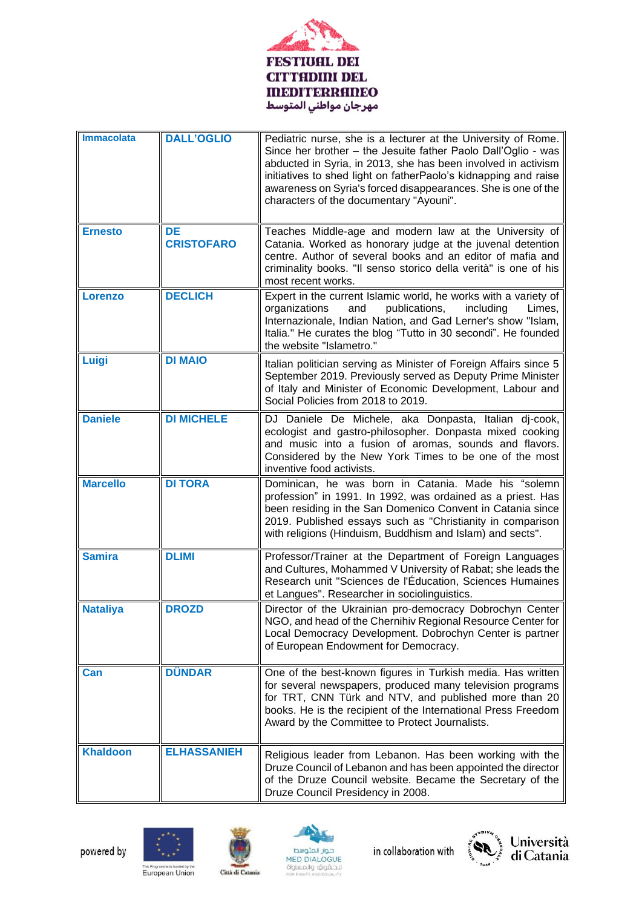| Immacolata | DALL’OGLIO | Pediatric nurse, she is a lecturer at the University of Rome. Since her brother – the Jesuite father Paolo Dall’Oglio - was abducted in Syria, in 2013, she has been involved in activism initiatives to shed light on fatherPaolo’s kidnapping and raise awareness on Syria's forced disappearances. She is one of the characters of the documentary "Ayouni". |
|---|---|---|
| Ernesto | DE CRISTOFARO | Teaches Middle-age and modern law at the University of Catania. Worked as honorary judge at the juvenal detention centre. Author of several books and an editor of mafia and criminality books. "Il senso storico della verità" is one of his most recent works. |
| Lorenzo | DECLICH | Expert in the current Islamic world, he works with a variety of organizations and publications, including Limes, Internazionale, Indian Nation, and Gad Lerner's show "Islam, Italia." He curates the blog “Tutto in 30 secondi”. He founded the website "Islametro." |
| Luigi | DI MAIO | Italian politician serving as Minister of Foreign Affairs since 5 September 2019. Previously served as Deputy Prime Minister of Italy and Minister of Economic Development, Labour and Social Policies from 2018 to 2019. |
| Daniele | DI MICHELE | DJ Daniele De Michele, aka Donpasta, Italian dj-cook, ecologist and gastro-philosopher. Donpasta mixed cooking and music into a fusion of aromas, sounds and flavors. Considered by the New York Times to be one of the most inventive food activists. |
| Marcello | DI TORA | Dominican, he was born in Catania. Made his “solemn profession” in 1991. In 1992, was ordained as a priest. Has been residing in the San Domenico Convent in Catania since 2019. Published essays such as "Christianity in comparison with religions (Hinduism, Buddhism and Islam) and sects". |
| Samira | DLIMI | Professor/Trainer at the Department of Foreign Languages and Cultures, Mohammed V University of Rabat; she leads the Research unit "Sciences de l'Éducation, Sciences Humaines et Langues". Researcher in sociolinguistics. |
| Nataliya | DROZD | Director of the Ukrainian pro-democracy Dobrochyn Center NGO, and head of the Chernihiv Regional Resource Center for Local Democracy Development. Dobrochyn Center is partner of European Endowment for Democracy. |
| Can | DÜNDAR | One of the best-known figures in Turkish media. Has written for several newspapers, produced many television programs for TRT, CNN Türk and NTV, and published more than 20 books. He is the recipient of the International Press Freedom Award by the Committee to Protect Journalists. |
| Khaldoon | ELHASSANIEH | Religious leader from Lebanon. Has been working with the Druze Council of Lebanon and has been appointed the director of the Druze Council website. Became the Secretary of the Druze Council Presidency in 2008. |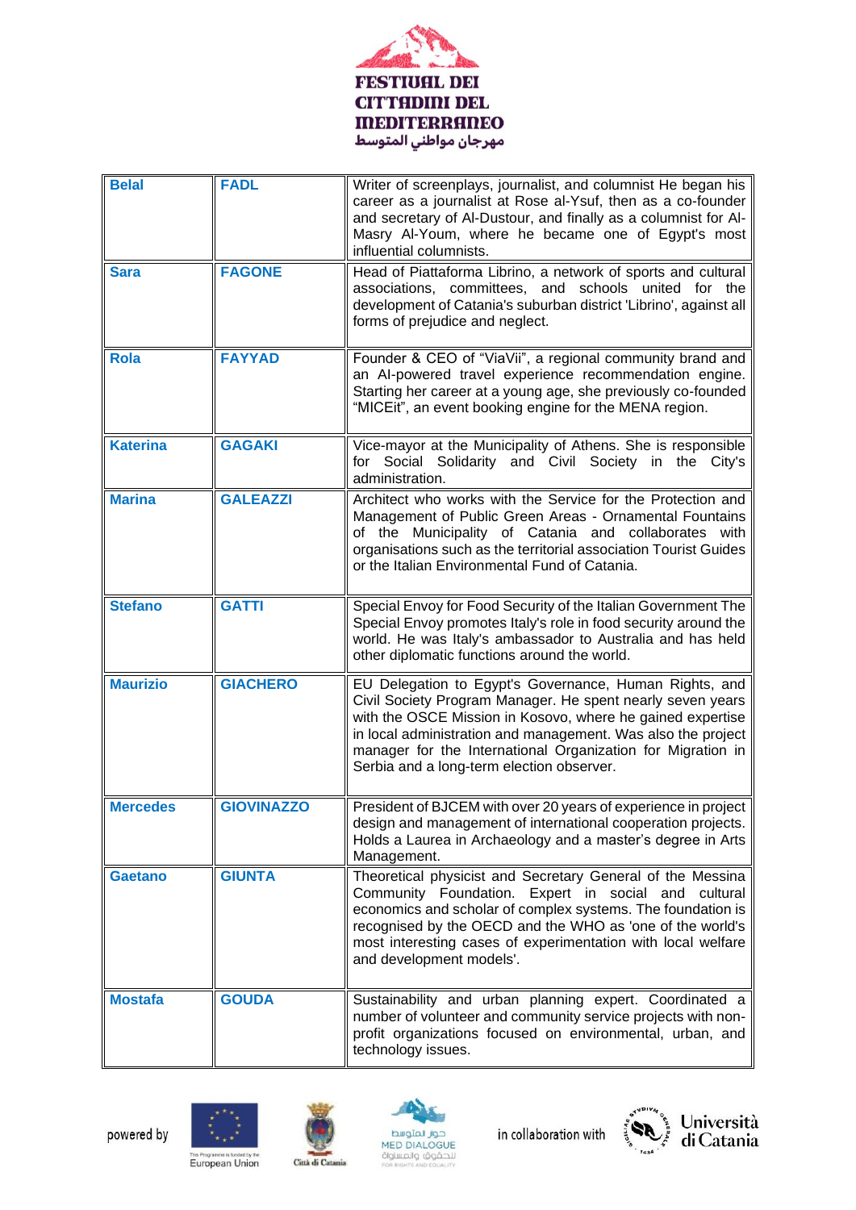| Belal | FADL | Writer of screenplays, journalist, and columnist He began his career as a journalist at Rose al-Ysuf, then as a co-founder and secretary of Al-Dustour, and finally as a columnist for Al-Masry Al-Youm, where he became one of Egypt's most influential columnists. |
|---|---|---|
| Sara | FAGONE | Head of Piattaforma Librino, a network of sports and cultural associations, committees, and schools united for the development of Catania's suburban district 'Librino', against all forms of prejudice and neglect. |
| Rola | FAYYAD | Founder & CEO of “ViaVii”, a regional community brand and an AI-powered travel experience recommendation engine. Starting her career at a young age, she previously co-founded “MICEit”, an event booking engine for the MENA region. |
| Katerina | GAGAKI | Vice-mayor at the Municipality of Athens. She is responsible for Social Solidarity and Civil Society in the City's administration. |
| Marina | GALEAZZI | Architect who works with the Service for the Protection and Management of Public Green Areas - Ornamental Fountains of the Municipality of Catania and collaborates with organisations such as the territorial association Tourist Guides or the Italian Environmental Fund of Catania. |
| Stefano | GATTI | Special Envoy for Food Security of the Italian Government The Special Envoy promotes Italy's role in food security around the world. He was Italy's ambassador to Australia and has held other diplomatic functions around the world. |
| Maurizio | GIACHERO | EU Delegation to Egypt's Governance, Human Rights, and Civil Society Program Manager. He spent nearly seven years with the OSCE Mission in Kosovo, where he gained expertise in local administration and management. Was also the project manager for the International Organization for Migration in Serbia and a long-term election observer. |
| Mercedes | GIOVINAZZO | President of BJCEM with over 20 years of experience in project design and management of international cooperation projects. Holds a Laurea in Archaeology and a master's degree in Arts Management. |
| Gaetano | GIUNTA | Theoretical physicist and Secretary General of the Messina Community Foundation. Expert in social and cultural economics and scholar of complex systems. The foundation is recognised by the OECD and the WHO as 'one of the world's most interesting cases of experimentation with local welfare and development models'. |
| Mostafa | GOUDA | Sustainability and urban planning expert. Coordinated a number of volunteer and community service projects with non-profit organizations focused on environmental, urban, and technology issues. |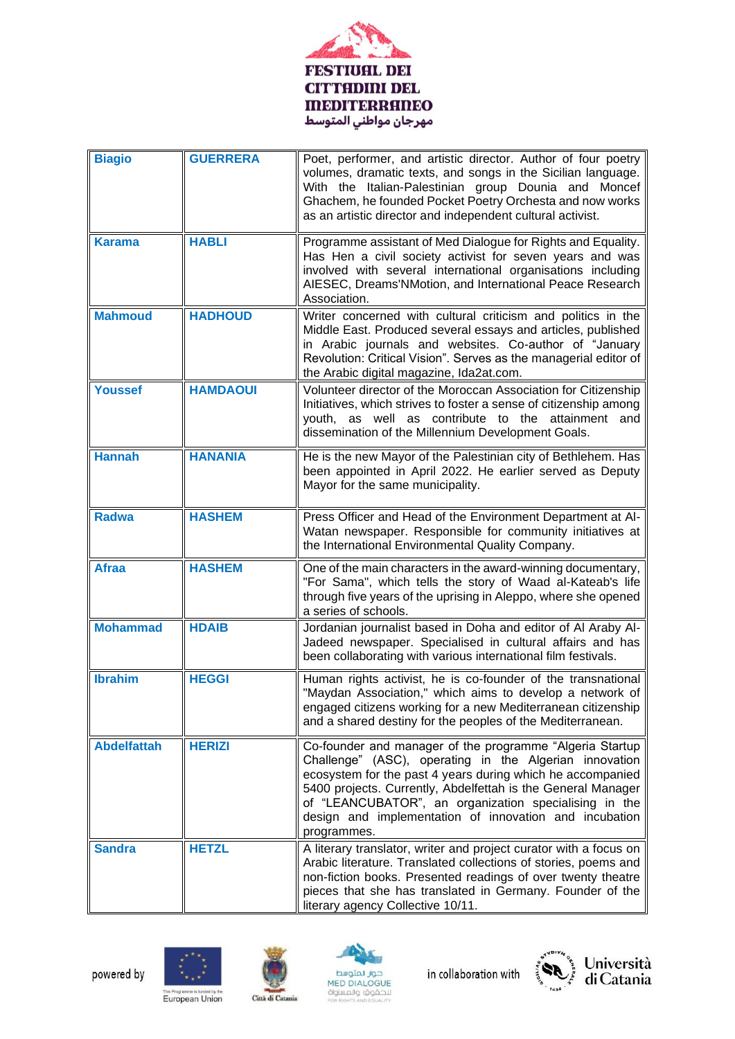| Biagio | GUERRERA | Poet, performer, and artistic director. Author of four poetry volumes, dramatic texts, and songs in the Sicilian language. With the Italian-Palestinian group Dounia and Moncef Ghachem, he founded Pocket Poetry Orchesta and now works as an artistic director and independent cultural activist. |
|---|---|---|
| Karama | HABLI | Programme assistant of Med Dialogue for Rights and Equality. Has Hen a civil society activist for seven years and was involved with several international organisations including AIESEC, Dreams'NMotion, and International Peace Research Association. |
| Mahmoud | HADHOUD | Writer concerned with cultural criticism and politics in the Middle East. Produced several essays and articles, published in Arabic journals and websites. Co-author of "January Revolution: Critical Vision". Serves as the managerial editor of the Arabic digital magazine, Ida2at.com. |
| Youssef | HAMDAOUI | Volunteer director of the Moroccan Association for Citizenship Initiatives, which strives to foster a sense of citizenship among youth, as well as contribute to the attainment and dissemination of the Millennium Development Goals. |
| Hannah | HANANIA | He is the new Mayor of the Palestinian city of Bethlehem. Has been appointed in April 2022. He earlier served as Deputy Mayor for the same municipality. |
| Radwa | HASHEM | Press Officer and Head of the Environment Department at Al-Watan newspaper. Responsible for community initiatives at the International Environmental Quality Company. |
| Afraa | HASHEM | One of the main characters in the award-winning documentary, "For Sama", which tells the story of Waad al-Kateab's life through five years of the uprising in Aleppo, where she opened a series of schools. |
| Mohammad | HDAIB | Jordanian journalist based in Doha and editor of Al Araby Al-Jadeed newspaper. Specialised in cultural affairs and has been collaborating with various international film festivals. |
| Ibrahim | HEGGI | Human rights activist, he is co-founder of the transnational "Maydan Association," which aims to develop a network of engaged citizens working for a new Mediterranean citizenship and a shared destiny for the peoples of the Mediterranean. |
| Abdelfattah | HERIZI | Co-founder and manager of the programme "Algeria Startup Challenge" (ASC), operating in the Algerian innovation ecosystem for the past 4 years during which he accompanied 5400 projects. Currently, Abdelfettah is the General Manager of "LEANCUBATOR", an organization specialising in the design and implementation of innovation and incubation programmes. |
| Sandra | HETZL | A literary translator, writer and project curator with a focus on Arabic literature. Translated collections of stories, poems and non-fiction books. Presented readings of over twenty theatre pieces that she has translated in Germany. Founder of the literary agency Collective 10/11. |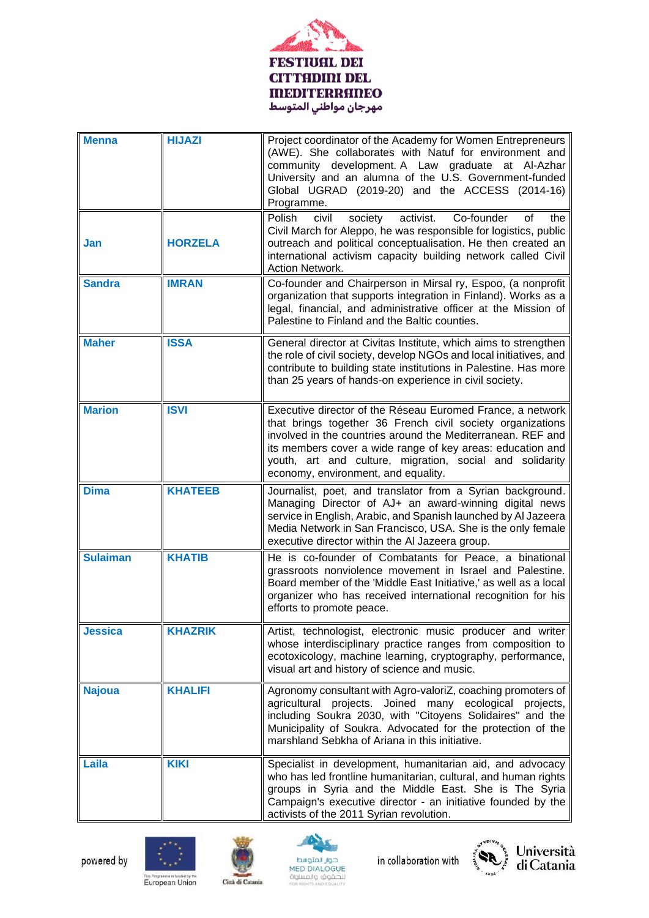| Menna | HIJAZI | Project coordinator of the Academy for Women Entrepreneurs (AWE). She collaborates with Natuf for environment and community development. A Law graduate at Al-Azhar University and an alumna of the U.S. Government-funded Global UGRAD (2019-20) and the ACCESS (2014-16) Programme. |
|---|---|---|
| Jan | HORZELA | Polish civil society activist. Co-founder of the Civil March for Aleppo, he was responsible for logistics, public outreach and political conceptualisation. He then created an international activism capacity building network called Civil Action Network. |
| Sandra | IMRAN | Co-founder and Chairperson in Mirsal ry, Espoo, (a nonprofit organization that supports integration in Finland). Works as a legal, financial, and administrative officer at the Mission of Palestine to Finland and the Baltic counties. |
| Maher | ISSA | General director at Civitas Institute, which aims to strengthen the role of civil society, develop NGOs and local initiatives, and contribute to building state institutions in Palestine. Has more than 25 years of hands-on experience in civil society. |
| Marion | ISVI | Executive director of the Réseau Euromed France, a network that brings together 36 French civil society organizations involved in the countries around the Mediterranean. REF and its members cover a wide range of key areas: education and youth, art and culture, migration, social and solidarity economy, environment, and equality. |
| Dima | KHATEEB | Journalist, poet, and translator from a Syrian background. Managing Director of AJ+ an award-winning digital news service in English, Arabic, and Spanish launched by Al Jazeera Media Network in San Francisco, USA. She is the only female executive director within the Al Jazeera group. |
| Sulaiman | KHATIB | He is co-founder of Combatants for Peace, a binational grassroots nonviolence movement in Israel and Palestine. Board member of the 'Middle East Initiative,' as well as a local organizer who has received international recognition for his efforts to promote peace. |
| Jessica | KHAZRIK | Artist, technologist, electronic music producer and writer whose interdisciplinary practice ranges from composition to ecotoxicology, machine learning, cryptography, performance, visual art and history of science and music. |
| Najoua | KHALIFI | Agronomy consultant with Agro-valoriZ, coaching promoters of agricultural projects. Joined many ecological projects, including Soukra 2030, with "Citoyens Solidaires" and the Municipality of Soukra. Advocated for the protection of the marshland Sebkha of Ariana in this initiative. |
| Laila | KIKI | Specialist in development, humanitarian aid, and advocacy who has led frontline humanitarian, cultural, and human rights groups in Syria and the Middle East. She is The Syria Campaign's executive director - an initiative founded by the activists of the 2011 Syrian revolution. |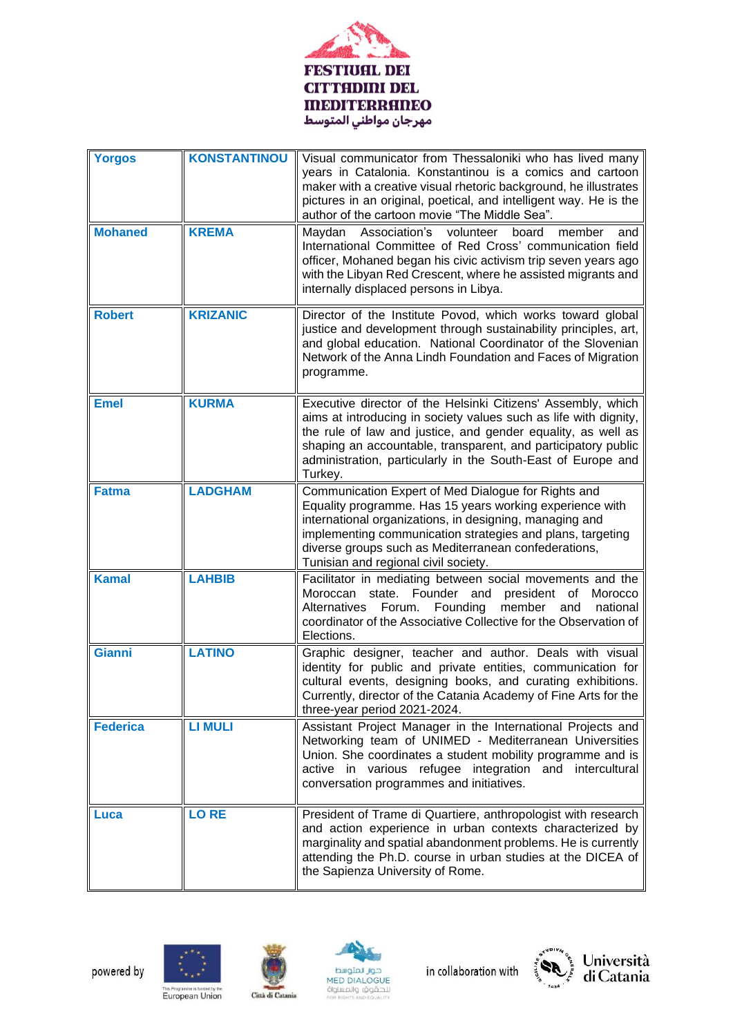| Yorgos | KONSTANTINOU | Visual communicator from Thessaloniki who has lived many years in Catalonia. Konstantinou is a comics and cartoon maker with a creative visual rhetoric background, he illustrates pictures in an original, poetical, and intelligent way. He is the author of the cartoon movie "The Middle Sea". |
|---|---|---|
| Mohaned | KREMA | Maydan Association's volunteer board member and International Committee of Red Cross' communication field officer, Mohaned began his civic activism trip seven years ago with the Libyan Red Crescent, where he assisted migrants and internally displaced persons in Libya. |
| Robert | KRIZANIC | Director of the Institute Povod, which works toward global justice and development through sustainability principles, art, and global education. National Coordinator of the Slovenian Network of the Anna Lindh Foundation and Faces of Migration programme. |
| Emel | KURMA | Executive director of the Helsinki Citizens' Assembly, which aims at introducing in society values such as life with dignity, the rule of law and justice, and gender equality, as well as shaping an accountable, transparent, and participatory public administration, particularly in the South-East of Europe and Turkey. |
| Fatma | LADGHAM | Communication Expert of Med Dialogue for Rights and Equality programme. Has 15 years working experience with international organizations, in designing, managing and implementing communication strategies and plans, targeting diverse groups such as Mediterranean confederations, Tunisian and regional civil society. |
| Kamal | LAHBIB | Facilitator in mediating between social movements and the Moroccan state. Founder and president of Morocco Alternatives Forum. Founding member and national coordinator of the Associative Collective for the Observation of Elections. |
| Gianni | LATINO | Graphic designer, teacher and author. Deals with visual identity for public and private entities, communication for cultural events, designing books, and curating exhibitions. Currently, director of the Catania Academy of Fine Arts for the three-year period 2021-2024. |
| Federica | LI MULI | Assistant Project Manager in the International Projects and Networking team of UNIMED - Mediterranean Universities Union. She coordinates a student mobility programme and is active in various refugee integration and intercultural conversation programmes and initiatives. |
| Luca | LO RE | President of Trame di Quartiere, anthropologist with research and action experience in urban contexts characterized by marginality and spatial abandonment problems. He is currently attending the Ph.D. course in urban studies at the DICEA of the Sapienza University of Rome. |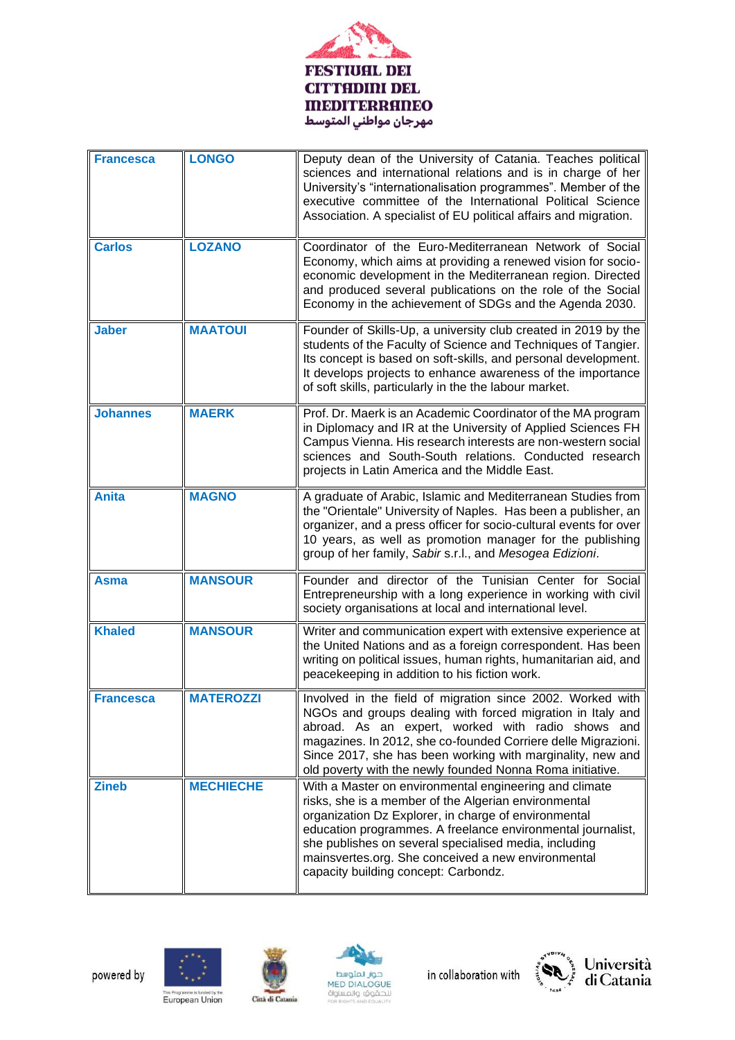| Francesca | LONGO | Deputy dean of the University of Catania. Teaches political sciences and international relations and is in charge of her University's "internationalisation programmes". Member of the executive committee of the International Political Science Association. A specialist of EU political affairs and migration. |
|---|---|---|
| Carlos | LOZANO | Coordinator of the Euro-Mediterranean Network of Social Economy, which aims at providing a renewed vision for socio-economic development in the Mediterranean region. Directed and produced several publications on the role of the Social Economy in the achievement of SDGs and the Agenda 2030. |
| Jaber | MAATOUI | Founder of Skills-Up, a university club created in 2019 by the students of the Faculty of Science and Techniques of Tangier. Its concept is based on soft-skills, and personal development. It develops projects to enhance awareness of the importance of soft skills, particularly in the the labour market. |
| Johannes | MAERK | Prof. Dr. Maerk is an Academic Coordinator of the MA program in Diplomacy and IR at the University of Applied Sciences FH Campus Vienna. His research interests are non-western social sciences and South-South relations. Conducted research projects in Latin America and the Middle East. |
| Anita | MAGNO | A graduate of Arabic, Islamic and Mediterranean Studies from the "Orientale" University of Naples. Has been a publisher, an organizer, and a press officer for socio-cultural events for over 10 years, as well as promotion manager for the publishing group of her family, *Sabir* s.r.l., and *Mesogea Edizioni*. |
| Asma | MANSOUR | Founder and director of the Tunisian Center for Social Entrepreneurship with a long experience in working with civil society organisations at local and international level. |
| Khaled | MANSOUR | Writer and communication expert with extensive experience at the United Nations and as a foreign correspondent. Has been writing on political issues, human rights, humanitarian aid, and peacekeeping in addition to his fiction work. |
| Francesca | MATEROZZI | Involved in the field of migration since 2002. Worked with NGOs and groups dealing with forced migration in Italy and abroad. As an expert, worked with radio shows and magazines. In 2012, she co-founded Corriere delle Migrazioni. Since 2017, she has been working with marginality, new and old poverty with the newly founded Nonna Roma initiative. |
| Zineb | MECHIECHE | With a Master on environmental engineering and climate risks, she is a member of the Algerian environmental organization Dz Explorer, in charge of environmental education programmes. A freelance environmental journalist, she publishes on several specialised media, including mainsvertes.org. She conceived a new environmental capacity building concept: Carbondz. |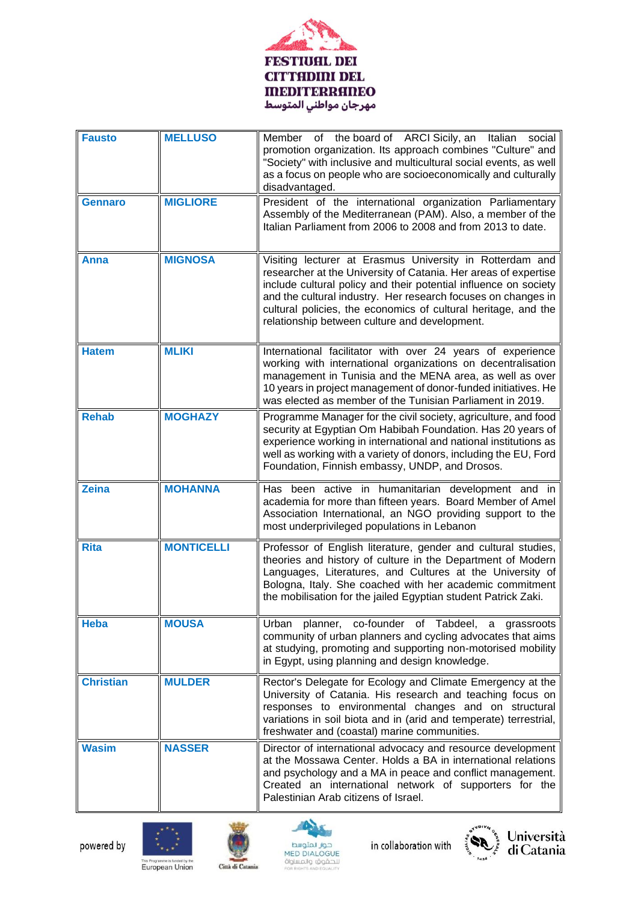| Fausto | MELLUSO | Member of the board of ARCI Sicily, an Italian social promotion organization. Its approach combines "Culture" and "Society" with inclusive and multicultural social events, as well as a focus on people who are socioeconomically and culturally disadvantaged. |
|---|---|---|
| Gennaro | MIGLIORE | President of the international organization Parliamentary Assembly of the Mediterranean (PAM). Also, a member of the Italian Parliament from 2006 to 2008 and from 2013 to date. |
| Anna | MIGNOSA | Visiting lecturer at Erasmus University in Rotterdam and researcher at the University of Catania. Her areas of expertise include cultural policy and their potential influence on society and the cultural industry. Her research focuses on changes in cultural policies, the economics of cultural heritage, and the relationship between culture and development. |
| Hatem | MLIKI | International facilitator with over 24 years of experience working with international organizations on decentralisation management in Tunisia and the MENA area, as well as over 10 years in project management of donor-funded initiatives. He was elected as member of the Tunisian Parliament in 2019. |
| Rehab | MOGHAZY | Programme Manager for the civil society, agriculture, and food security at Egyptian Om Habibah Foundation. Has 20 years of experience working in international and national institutions as well as working with a variety of donors, including the EU, Ford Foundation, Finnish embassy, UNDP, and Drosos. |
| Zeina | MOHANNA | Has been active in humanitarian development and in academia for more than fifteen years. Board Member of Amel Association International, an NGO providing support to the most underprivileged populations in Lebanon |
| Rita | MONTICELLI | Professor of English literature, gender and cultural studies, theories and history of culture in the Department of Modern Languages, Literatures, and Cultures at the University of Bologna, Italy. She coached with her academic commitment the mobilisation for the jailed Egyptian student Patrick Zaki. |
| Heba | MOUSA | Urban planner, co-founder of Tabdeel, a grassroots community of urban planners and cycling advocates that aims at studying, promoting and supporting non-motorised mobility in Egypt, using planning and design knowledge. |
| Christian | MULDER | Rector's Delegate for Ecology and Climate Emergency at the University of Catania. His research and teaching focus on responses to environmental changes and on structural variations in soil biota and in (arid and temperate) terrestrial, freshwater and (coastal) marine communities. |
| Wasim | NASSER | Director of international advocacy and resource development at the Mossawa Center. Holds a BA in international relations and psychology and a MA in peace and conflict management. Created an international network of supporters for the Palestinian Arab citizens of Israel. |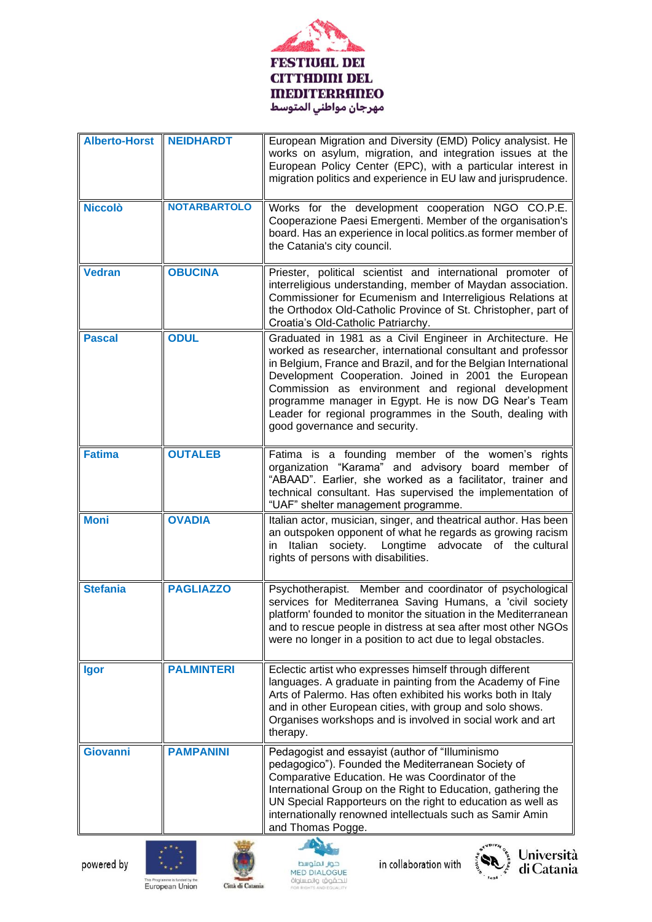| | | |
|---|---|---|
| **Alberto-Horst** | **NEIDHARDT** | European Migration and Diversity (EMD) Policy analyst. He works on asylum, migration, and integration issues at the European Policy Center (EPC), with a particular interest in migration politics and experience in EU law and jurisprudence. |
| **Niccolò** | **NOTARBARTOLO** | Works for the development cooperation NGO CO.P.E. Cooperazione Paesi Emergenti. Member of the organisation's board. Has an experience in local politics.as former member of the Catania's city council. |
| **Vedran** | **OBUCINA** | Priester, political scientist and international promoter of interreligious understanding, member of Maydan association. Commissioner for Ecumenism and Interreligious Relations at the Orthodox Old-Catholic Province of St. Christopher, part of Croatia's Old-Catholic Patriarchy. |
| **Pascal** | **ODUL** | Graduated in 1981 as a Civil Engineer in Architecture. He worked as researcher, international consultant and professor in Belgium, France and Brazil, and for the Belgian International Development Cooperation. Joined in 2001 the European Commission as environment and regional development programme manager in Egypt. He is now DG Near's Team Leader for regional programmes in the South, dealing with good governance and security. |
| **Fatima** | **OUTALEB** | Fatima is a founding member of the women's rights organization "Karama" and advisory board member of "ABAAD". Earlier, she worked as a facilitator, trainer and technical consultant. Has supervised the implementation of "UAF" shelter management programme. |
| **Moni** | **OVADIA** | Italian actor, musician, singer, and theatrical author. Has been an outspoken opponent of what he regards as growing racism in Italian society. Longtime advocate of the cultural rights of persons with disabilities. |
| **Stefania** | **PAGLIAZZO** | Psychotherapist. Member and coordinator of psychological services for Mediterranea Saving Humans, a 'civil society platform' founded to monitor the situation in the Mediterranean and to rescue people in distress at sea after most other NGOs were no longer in a position to act due to legal obstacles. |
| **Igor** | **PALMINTERI** | Eclectic artist who expresses himself through different languages. A graduate in painting from the Academy of Fine Arts of Palermo. Has often exhibited his works both in Italy and in other European cities, with group and solo shows. Organises workshops and is involved in social work and art therapy. |
| **Giovanni** | **PAMPANINI** | Pedagogist and essayist (author of "Illuminismo pedagogico"). Founded the Mediterranean Society of Comparative Education. He was Coordinator of the International Group on the Right to Education, gathering the UN Special Rapporteurs on the right to education as well as internationally renowned intellectuals such as Samir Amin and Thomas Pogge. |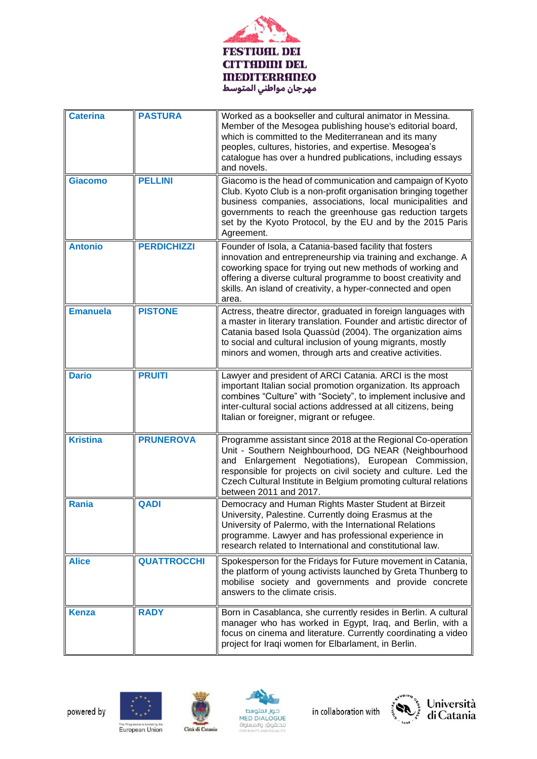| Caterina | PASTURA | Worked as a bookseller and cultural animator in Messina. Member of the Mesogea publishing house's editorial board, which is committed to the Mediterranean and its many peoples, cultures, histories, and expertise. Mesogea's catalogue has over a hundred publications, including essays and novels. |
|---|---|---|
| Giacomo | PELLINI | Giacomo is the head of communication and campaign of Kyoto Club. Kyoto Club is a non-profit organisation bringing together business companies, associations, local municipalities and governments to reach the greenhouse gas reduction targets set by the Kyoto Protocol, by the EU and by the 2015 Paris Agreement. |
| Antonio | PERDICHIZZI | Founder of Isola, a Catania-based facility that fosters innovation and entrepreneurship via training and exchange. A coworking space for trying out new methods of working and offering a diverse cultural programme to boost creativity and skills. An island of creativity, a hyper-connected and open area. |
| Emanuela | PISTONE | Actress, theatre director, graduated in foreign languages with a master in literary translation. Founder and artistic director of Catania based Isola Quassùd (2004). The organization aims to social and cultural inclusion of young migrants, mostly minors and women, through arts and creative activities. |
| Dario | PRUITI | Lawyer and president of ARCI Catania. ARCI is the most important Italian social promotion organization. Its approach combines "Culture" with "Society", to implement inclusive and inter-cultural social actions addressed at all citizens, being Italian or foreigner, migrant or refugee. |
| Kristina | PRUNEROVA | Programme assistant since 2018 at the Regional Co-operation Unit - Southern Neighbourhood, DG NEAR (Neighbourhood and Enlargement Negotiations), European Commission, responsible for projects on civil society and culture. Led the Czech Cultural Institute in Belgium promoting cultural relations between 2011 and 2017. |
| Rania | QADI | Democracy and Human Rights Master Student at Birzeit University, Palestine. Currently doing Erasmus at the University of Palermo, with the International Relations programme. Lawyer and has professional experience in research related to International and constitutional law. |
| Alice | QUATTROCCHI | Spokesperson for the Fridays for Future movement in Catania, the platform of young activists launched by Greta Thunberg to mobilise society and governments and provide concrete answers to the climate crisis. |
| Kenza | RADY | Born in Casablanca, she currently resides in Berlin. A cultural manager who has worked in Egypt, Iraq, and Berlin, with a focus on cinema and literature. Currently coordinating a video project for Iraqi women for Elbarlament, in Berlin. |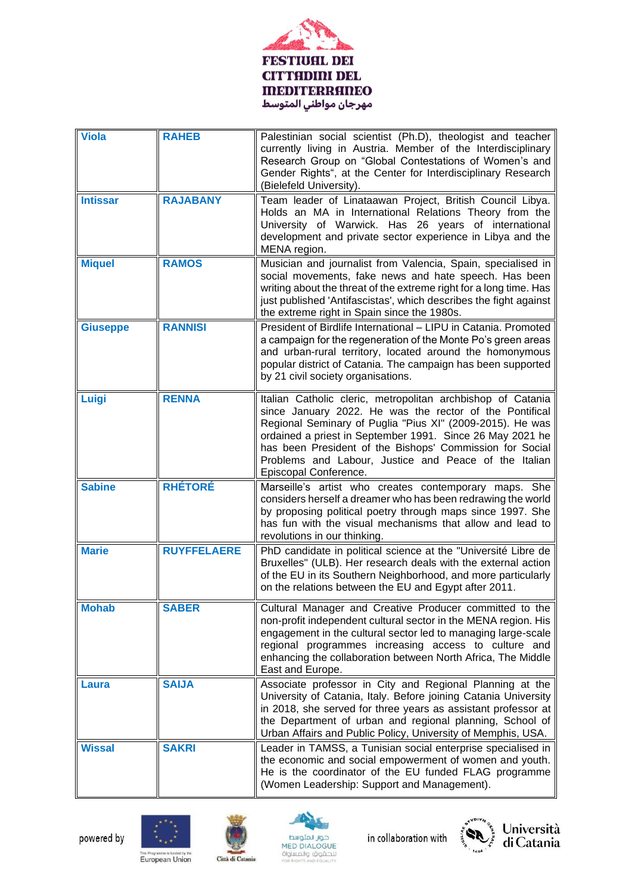| | | |
|---|---|---|
| **Viola** | **RAHEB** | Palestinian social scientist (Ph.D), theologist and teacher currently living in Austria. Member of the Interdisciplinary Research Group on "Global Contestations of Women's and Gender Rights", at the Center for Interdisciplinary Research (Bielefeld University). |
| **Intissar** | **RAJABANY** | Team leader of Linataawan Project, British Council Libya. Holds an MA in International Relations Theory from the University of Warwick. Has 26 years of international development and private sector experience in Libya and the MENA region. |
| **Miquel** | **RAMOS** | Musician and journalist from Valencia, Spain, specialised in social movements, fake news and hate speech. Has been writing about the threat of the extreme right for a long time. Has just published 'Antifascistas', which describes the fight against the extreme right in Spain since the 1980s. |
| **Giuseppe** | **RANNISI** | President of Birdlife International – LIPU in Catania. Promoted a campaign for the regeneration of the Monte Po's green areas and urban-rural territory, located around the homonymous popular district of Catania. The campaign has been supported by 21 civil society organisations. |
| **Luigi** | **RENNA** | Italian Catholic cleric, metropolitan archbishop of Catania since January 2022. He was the rector of the Pontifical Regional Seminary of Puglia "Pius XI" (2009-2015). He was ordained a priest in September 1991. Since 26 May 2021 he has been President of the Bishops' Commission for Social Problems and Labour, Justice and Peace of the Italian Episcopal Conference. |
| **Sabine** | **RHÉTORÉ** | Marseille's artist who creates contemporary maps. She considers herself a dreamer who has been redrawing the world by proposing political poetry through maps since 1997. She has fun with the visual mechanisms that allow and lead to revolutions in our thinking. |
| **Marie** | **RUYFFELAERE** | PhD candidate in political science at the "Université Libre de Bruxelles" (ULB). Her research deals with the external action of the EU in its Southern Neighborhood, and more particularly on the relations between the EU and Egypt after 2011. |
| **Mohab** | **SABER** | Cultural Manager and Creative Producer committed to the non-profit independent cultural sector in the MENA region. His engagement in the cultural sector led to managing large-scale regional programmes increasing access to culture and enhancing the collaboration between North Africa, The Middle East and Europe. |
| **Laura** | **SAIJA** | Associate professor in City and Regional Planning at the University of Catania, Italy. Before joining Catania University in 2018, she served for three years as assistant professor at the Department of urban and regional planning, School of Urban Affairs and Public Policy, University of Memphis, USA. |
| **Wissal** | **SAKRI** | Leader in TAMSS, a Tunisian social enterprise specialised in the economic and social empowerment of women and youth. He is the coordinator of the EU funded FLAG programme (Women Leadership: Support and Management). |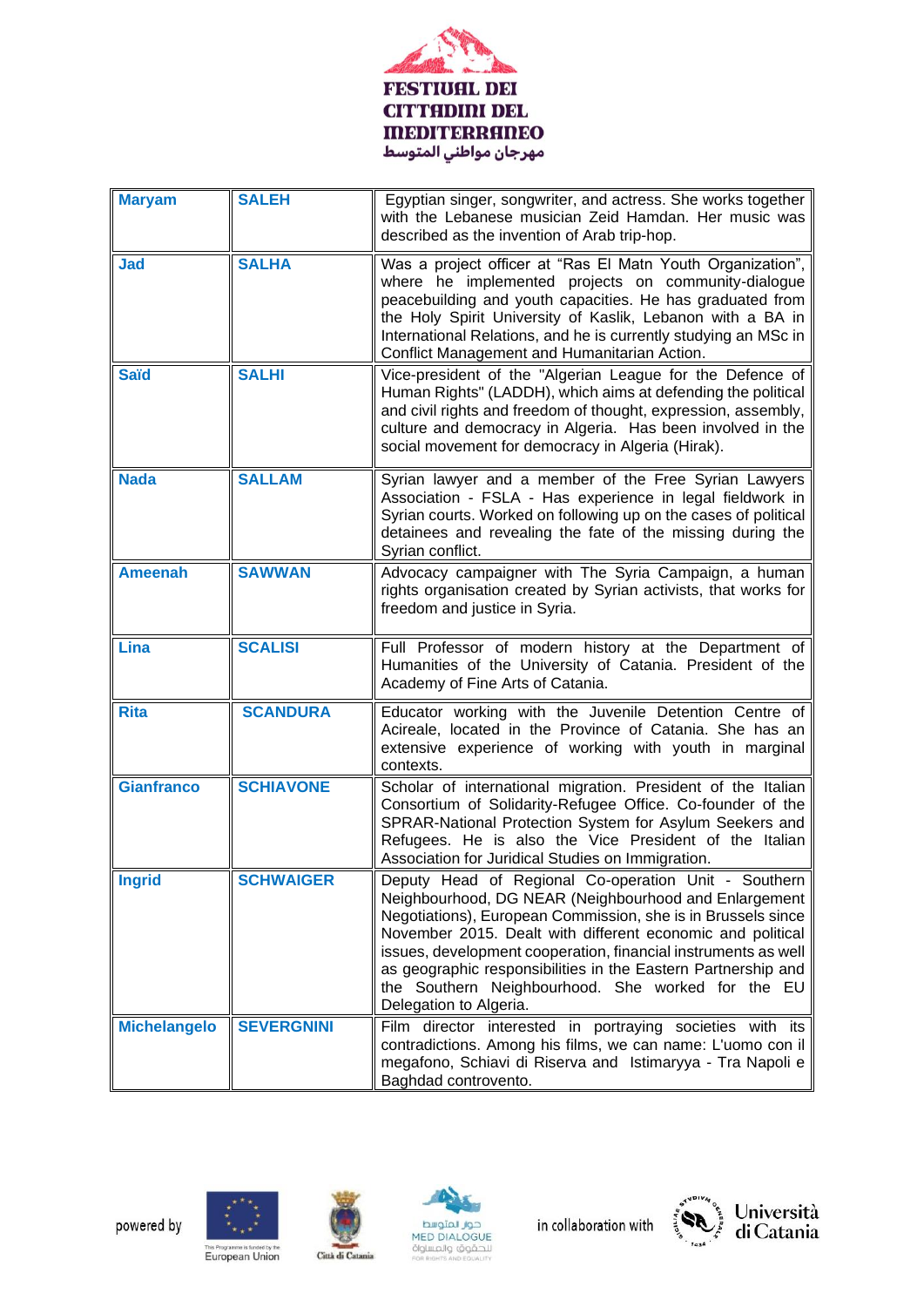| Maryam | SALEH | Egyptian singer, songwriter, and actress. She works together with the Lebanese musician Zeid Hamdan. Her music was described as the invention of Arab trip-hop. |
|---|---|---|
| Jad | SALHA | Was a project officer at “Ras El Matn Youth Organization”, where he implemented projects on community-dialogue peacebuilding and youth capacities. He has graduated from the Holy Spirit University of Kaslik, Lebanon with a BA in International Relations, and he is currently studying an MSc in Conflict Management and Humanitarian Action. |
| Saïd | SALHI | Vice-president of the "Algerian League for the Defence of Human Rights" (LADDH), which aims at defending the political and civil rights and freedom of thought, expression, assembly, culture and democracy in Algeria. Has been involved in the social movement for democracy in Algeria (Hirak). |
| Nada | SALLAM | Syrian lawyer and a member of the Free Syrian Lawyers Association - FSLA - Has experience in legal fieldwork in Syrian courts. Worked on following up on the cases of political detainees and revealing the fate of the missing during the Syrian conflict. |
| Ameenah | SAWWAN | Advocacy campaigner with The Syria Campaign, a human rights organisation created by Syrian activists, that works for freedom and justice in Syria. |
| Lina | SCALISI | Full Professor of modern history at the Department of Humanities of the University of Catania. President of the Academy of Fine Arts of Catania. |
| Rita | SCANDURA | Educator working with the Juvenile Detention Centre of Acireale, located in the Province of Catania. She has an extensive experience of working with youth in marginal contexts. |
| Gianfranco | SCHIAVONE | Scholar of international migration. President of the Italian Consortium of Solidarity-Refugee Office. Co-founder of the SPRAR-National Protection System for Asylum Seekers and Refugees. He is also the Vice President of the Italian Association for Juridical Studies on Immigration. |
| Ingrid | SCHWAIGER | Deputy Head of Regional Co-operation Unit - Southern Neighbourhood, DG NEAR (Neighbourhood and Enlargement Negotiations), European Commission, she is in Brussels since November 2015. Dealt with different economic and political issues, development cooperation, financial instruments as well as geographic responsibilities in the Eastern Partnership and the Southern Neighbourhood. She worked for the EU Delegation to Algeria. |
| Michelangelo | SEVERGNINI | Film director interested in portraying societies with its contradictions. Among his films, we can name: L'uomo con il megafono, Schiavi di Riserva and Istimaryya - Tra Napoli e Baghdad controvento. |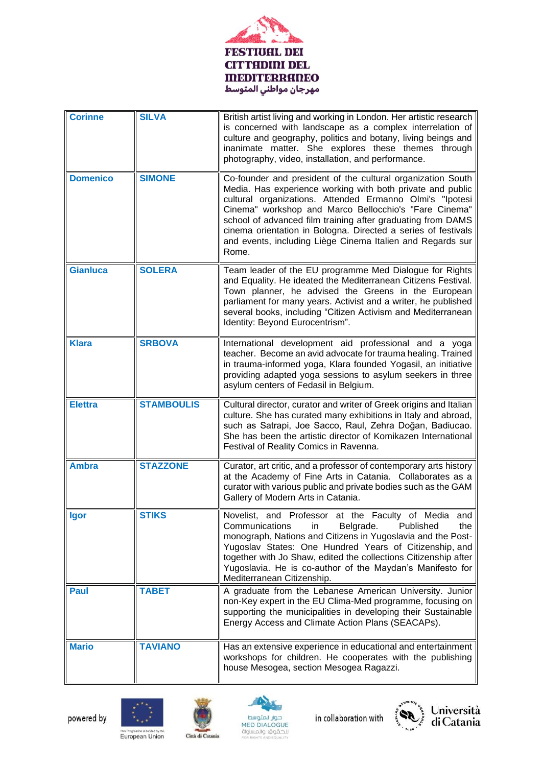| Corinne | SILVA | British artist living and working in London. Her artistic research is concerned with landscape as a complex interrelation of culture and geography, politics and botany, living beings and inanimate matter. She explores these themes through photography, video, installation, and performance. |
|---|---|---|
| Domenico | SIMONE | Co-founder and president of the cultural organization South Media. Has experience working with both private and public cultural organizations. Attended Ermanno Olmi's "Ipotesi Cinema" workshop and Marco Bellocchio's "Fare Cinema" school of advanced film training after graduating from DAMS cinema orientation in Bologna. Directed a series of festivals and events, including Liège Cinema Italien and Regards sur Rome. |
| Gianluca | SOLERA | Team leader of the EU programme Med Dialogue for Rights and Equality. He ideated the Mediterranean Citizens Festival. Town planner, he advised the Greens in the European parliament for many years. Activist and a writer, he published several books, including "Citizen Activism and Mediterranean Identity: Beyond Eurocentrism". |
| Klara | SRBOVA | International development aid professional and a yoga teacher. Become an avid advocate for trauma healing. Trained in trauma-informed yoga, Klara founded Yogasil, an initiative providing adapted yoga sessions to asylum seekers in three asylum centers of Fedasil in Belgium. |
| Elettra | STAMBOULIS | Cultural director, curator and writer of Greek origins and Italian culture. She has curated many exhibitions in Italy and abroad, such as Satrapi, Joe Sacco, Raul, Zehra Doğan, Badiucao. She has been the artistic director of Komikazen International Festival of Reality Comics in Ravenna. |
| Ambra | STAZZONE | Curator, art critic, and a professor of contemporary arts history at the Academy of Fine Arts in Catania. Collaborates as a curator with various public and private bodies such as the GAM Gallery of Modern Arts in Catania. |
| Igor | STIKS | Novelist, and Professor at the Faculty of Media and Communications in Belgrade. Published the monograph, Nations and Citizens in Yugoslavia and the Post-Yugoslav States: One Hundred Years of Citizenship, and together with Jo Shaw, edited the collections Citizenship after Yugoslavia. He is co-author of the Maydan's Manifesto for Mediterranean Citizenship. |
| Paul | TABET | A graduate from the Lebanese American University. Junior non-Key expert in the EU Clima-Med programme, focusing on supporting the municipalities in developing their Sustainable Energy Access and Climate Action Plans (SEACAPs). |
| Mario | TAVIANO | Has an extensive experience in educational and entertainment workshops for children. He cooperates with the publishing house Mesogea, section Mesogea Ragazzi. |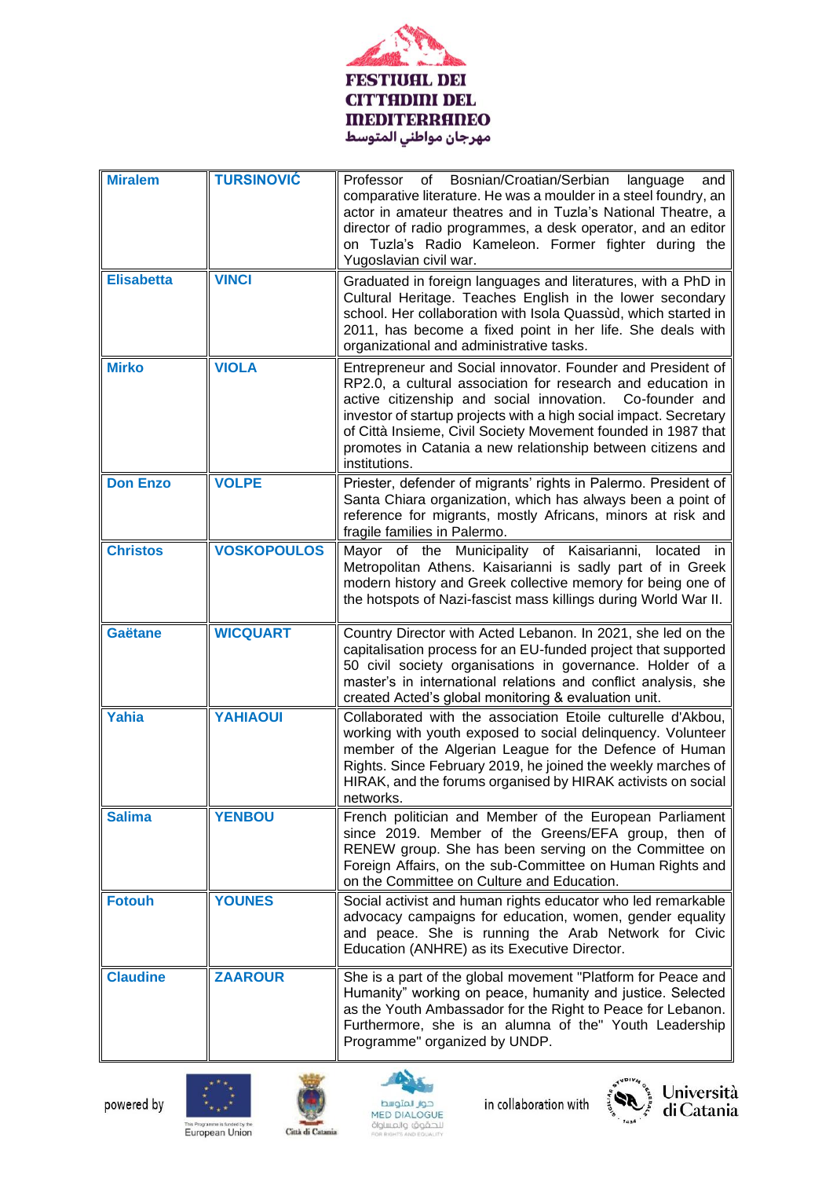| Miralem | TURSINOVIĆ | Professor of Bosnian/Croatian/Serbian language and comparative literature. He was a moulder in a steel foundry, an actor in amateur theatres and in Tuzla's National Theatre, a director of radio programmes, a desk operator, and an editor on Tuzla's Radio Kameleon. Former fighter during the Yugoslavian civil war. |
|---|---|---|
| Elisabetta | VINCI | Graduated in foreign languages and literatures, with a PhD in Cultural Heritage. Teaches English in the lower secondary school. Her collaboration with Isola Quassùd, which started in 2011, has become a fixed point in her life. She deals with organizational and administrative tasks. |
| Mirko | VIOLA | Entrepreneur and Social innovator. Founder and President of RP2.0, a cultural association for research and education in active citizenship and social innovation. Co-founder and investor of startup projects with a high social impact. Secretary of Città Insieme, Civil Society Movement founded in 1987 that promotes in Catania a new relationship between citizens and institutions. |
| Don Enzo | VOLPE | Priester, defender of migrants' rights in Palermo. President of Santa Chiara organization, which has always been a point of reference for migrants, mostly Africans, minors at risk and fragile families in Palermo. |
| Christos | VOSKOPOULOS | Mayor of the Municipality of Kaisarianni, located in Metropolitan Athens. Kaisarianni is sadly part of in Greek modern history and Greek collective memory for being one of the hotspots of Nazi-fascist mass killings during World War II. |
| Gaëtane | WICQUART | Country Director with Acted Lebanon. In 2021, she led on the capitalisation process for an EU-funded project that supported 50 civil society organisations in governance. Holder of a master's in international relations and conflict analysis, she created Acted's global monitoring & evaluation unit. |
| Yahia | YAHIAOUI | Collaborated with the association Etoile culturelle d'Akbou, working with youth exposed to social delinquency. Volunteer member of the Algerian League for the Defence of Human Rights. Since February 2019, he joined the weekly marches of HIRAK, and the forums organised by HIRAK activists on social networks. |
| Salima | YENBOU | French politician and Member of the European Parliament since 2019. Member of the Greens/EFA group, then of RENEW group. She has been serving on the Committee on Foreign Affairs, on the sub-Committee on Human Rights and on the Committee on Culture and Education. |
| Fotouh | YOUNES | Social activist and human rights educator who led remarkable advocacy campaigns for education, women, gender equality and peace. She is running the Arab Network for Civic Education (ANHRE) as its Executive Director. |
| Claudine | ZAAROUR | She is a part of the global movement "Platform for Peace and Humanity" working on peace, humanity and justice. Selected as the Youth Ambassador for the Right to Peace for Lebanon. Furthermore, she is an alumna of the" Youth Leadership Programme" organized by UNDP. |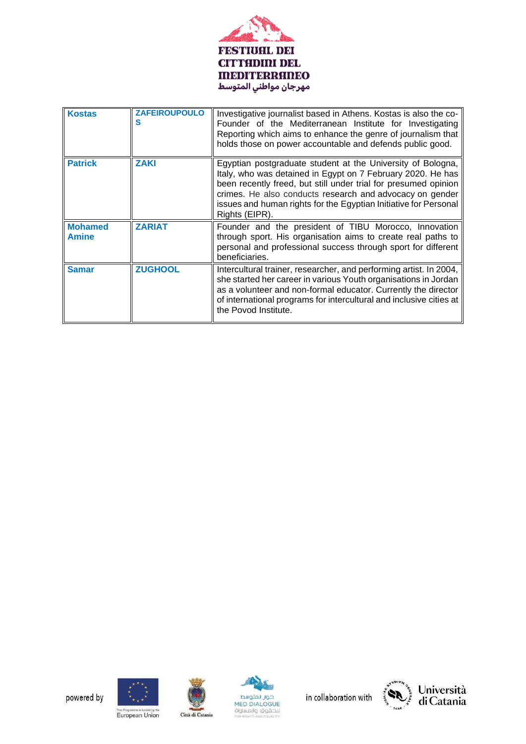| | | |
|---|---|---|
| **Kostas** | **ZAFEIROUPOULOS** | Investigative journalist based in Athens. Kostas is also the co-Founder of the Mediterranean Institute for Investigating Reporting which aims to enhance the genre of journalism that holds those on power accountable and defends public good. |
| **Patrick** | **ZAKI** | Egyptian postgraduate student at the University of Bologna, Italy, who was detained in Egypt on 7 February 2020. He has been recently freed, but still under trial for presumed opinion crimes. He also conducts research and advocacy on gender issues and human rights for the Egyptian Initiative for Personal Rights (EIPR). |
| **Mohamed Amine** | **ZARIAT** | Founder and the president of TIBU Morocco, Innovation through sport. His organisation aims to create real paths to personal and professional success through sport for different beneficiaries. |
| **Samar** | **ZUGHOOL** | Intercultural trainer, researcher, and performing artist. In 2004, she started her career in various Youth organisations in Jordan as a volunteer and non-formal educator. Currently the director of international programs for intercultural and inclusive cities at the Povod Institute. |